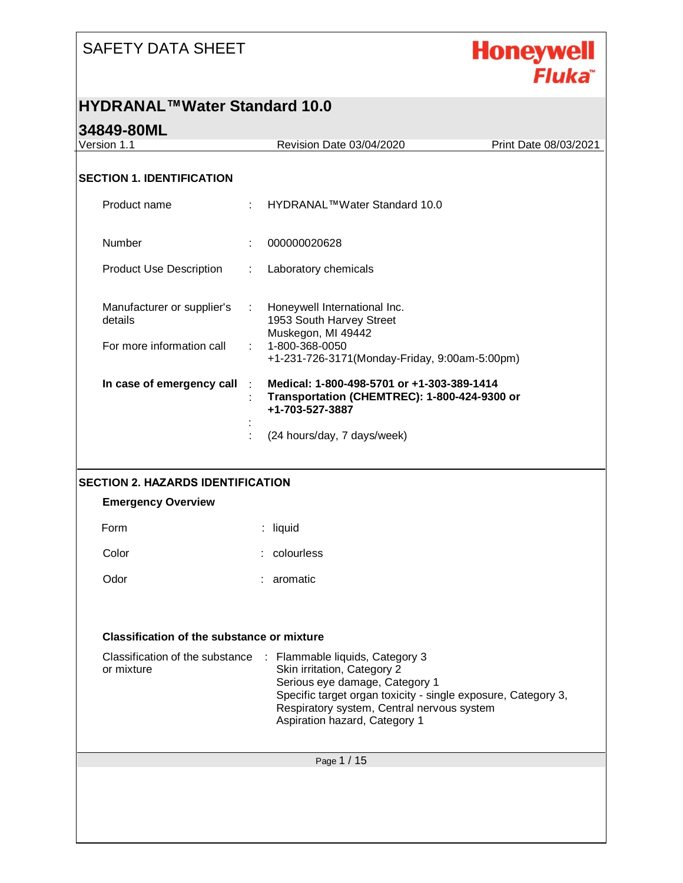# SAFETY DATA SHEET

**Honeywell Fluka™**

## HYDRANAL™Water Standard 10.0

## 34849-80ML

Version 1.1 | Revision Date 03/04/2020 | Print Date 08/03/2021

### SECTION 1. IDENTIFICATION

| | | |
|---|---|---|
| Product name | : | HYDRANAL™Water Standard 10.0 |
| Number | : | 000000020628 |
| Product Use Description | : | Laboratory chemicals |
| Manufacturer or supplier's details | : | Honeywell International Inc.<br>1953 South Harvey Street<br>Muskegon, MI 49442 |
| For more information call | : | 1-800-368-0050<br>+1-231-726-3171(Monday-Friday, 9:00am-5:00pm) |
| **In case of emergency call** | : | **Medical: 1-800-498-5701 or +1-303-389-1414**<br>**Transportation (CHEMTREC): 1-800-424-9300 or +1-703-527-3887** |
| | : | (24 hours/day, 7 days/week) |

### SECTION 2. HAZARDS IDENTIFICATION

**Emergency Overview**

| | | |
|---|---|---|
| Form | : | liquid |
| Color | : | colourless |
| Odor | : | aromatic |

**Classification of the substance or mixture**

| | | |
|---|---|---|
| Classification of the substance or mixture | : | Flammable liquids, Category 3<br>Skin irritation, Category 2<br>Serious eye damage, Category 1<br>Specific target organ toxicity - single exposure, Category 3, Respiratory system, Central nervous system<br>Aspiration hazard, Category 1 |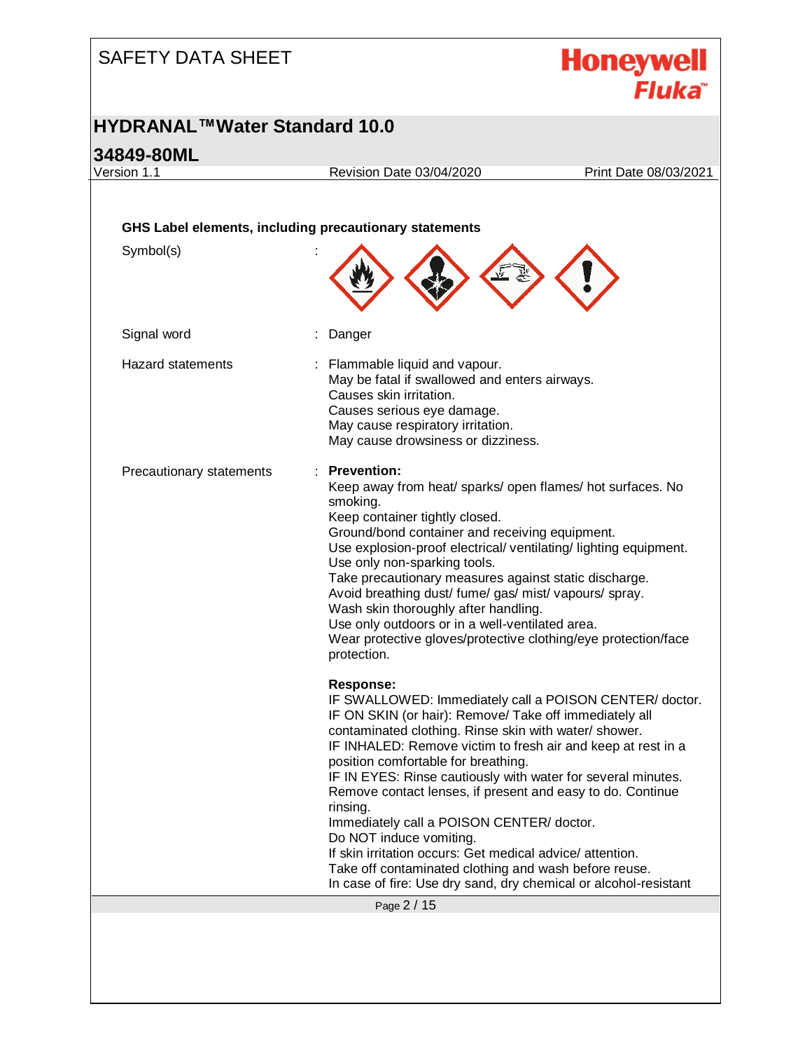**GHS Label elements, including precautionary statements**

Symbol(s) :

Signal word : Danger

Hazard statements :
Flammable liquid and vapour.
May be fatal if swallowed and enters airways.
Causes skin irritation.
Causes serious eye damage.
May cause respiratory irritation.
May cause drowsiness or dizziness.

Precautionary statements :

**Prevention:**

Keep away from heat/ sparks/ open flames/ hot surfaces. No smoking.
Keep container tightly closed.
Ground/bond container and receiving equipment.
Use explosion-proof electrical/ ventilating/ lighting equipment.
Use only non-sparking tools.
Take precautionary measures against static discharge.
Avoid breathing dust/ fume/ gas/ mist/ vapours/ spray.
Wash skin thoroughly after handling.
Use only outdoors or in a well-ventilated area.
Wear protective gloves/protective clothing/eye protection/face protection.

**Response:**

IF SWALLOWED: Immediately call a POISON CENTER/ doctor.
IF ON SKIN (or hair): Remove/ Take off immediately all contaminated clothing. Rinse skin with water/ shower.
IF INHALED: Remove victim to fresh air and keep at rest in a position comfortable for breathing.
IF IN EYES: Rinse cautiously with water for several minutes. Remove contact lenses, if present and easy to do. Continue rinsing.
Immediately call a POISON CENTER/ doctor.
Do NOT induce vomiting.
If skin irritation occurs: Get medical advice/ attention.
Take off contaminated clothing and wash before reuse.
In case of fire: Use dry sand, dry chemical or alcohol-resistant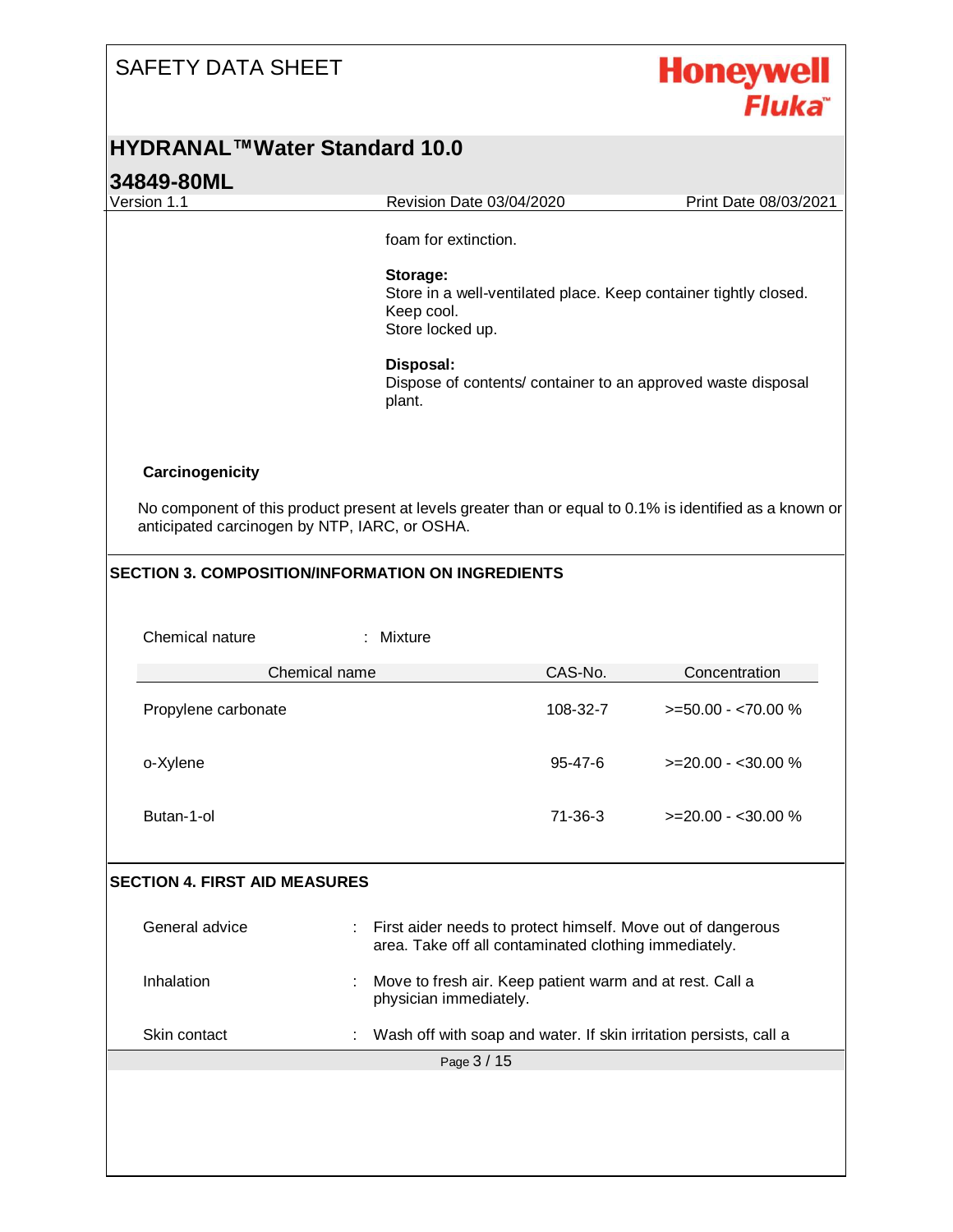foam for extinction.

**Storage:**
Store in a well-ventilated place. Keep container tightly closed.
Keep cool.
Store locked up.

**Disposal:**
Dispose of contents/ container to an approved waste disposal plant.

**Carcinogenicity**

No component of this product present at levels greater than or equal to 0.1% is identified as a known or anticipated carcinogen by NTP, IARC, or OSHA.

## SECTION 3. COMPOSITION/INFORMATION ON INGREDIENTS

Chemical nature : Mixture

| Chemical name | CAS-No. | Concentration |
|---|---|---|
| Propylene carbonate | 108-32-7 | >=50.00 - <70.00 % |
| o-Xylene | 95-47-6 | >=20.00 - <30.00 % |
| Butan-1-ol | 71-36-3 | >=20.00 - <30.00 % |

## SECTION 4. FIRST AID MEASURES

General advice : First aider needs to protect himself. Move out of dangerous area. Take off all contaminated clothing immediately.

Inhalation : Move to fresh air. Keep patient warm and at rest. Call a physician immediately.

Skin contact : Wash off with soap and water. If skin irritation persists, call a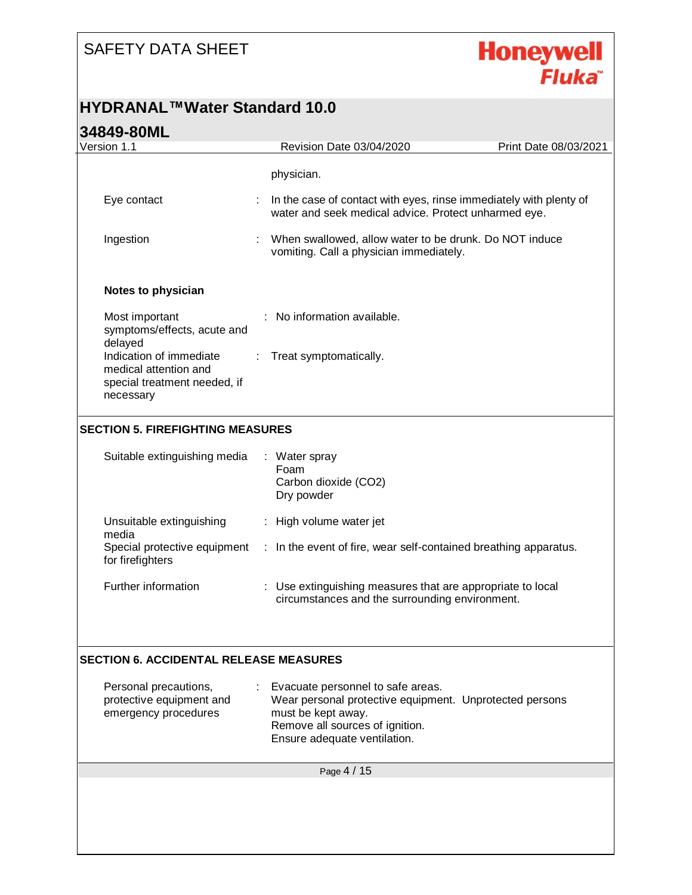physician.

| | |
|---|---|
| Eye contact | In the case of contact with eyes, rinse immediately with plenty of water and seek medical advice. Protect unharmed eye. |
| Ingestion | When swallowed, allow water to be drunk. Do NOT induce vomiting. Call a physician immediately. |

**Notes to physician**

| | |
|---|---|
| Most important symptoms/effects, acute and delayed | No information available. |
| Indication of immediate medical attention and special treatment needed, if necessary | Treat symptomatically. |

## SECTION 5. FIREFIGHTING MEASURES

| | |
|---|---|
| Suitable extinguishing media | Water spray<br>Foam<br>Carbon dioxide ($CO_2$)<br>Dry powder |
| Unsuitable extinguishing media | High volume water jet |
| Special protective equipment for firefighters | In the event of fire, wear self-contained breathing apparatus. |
| Further information | Use extinguishing measures that are appropriate to local circumstances and the surrounding environment. |

## SECTION 6. ACCIDENTAL RELEASE MEASURES

| | |
|---|---|
| Personal precautions, protective equipment and emergency procedures | Evacuate personnel to safe areas.<br>Wear personal protective equipment. Unprotected persons must be kept away.<br>Remove all sources of ignition.<br>Ensure adequate ventilation. |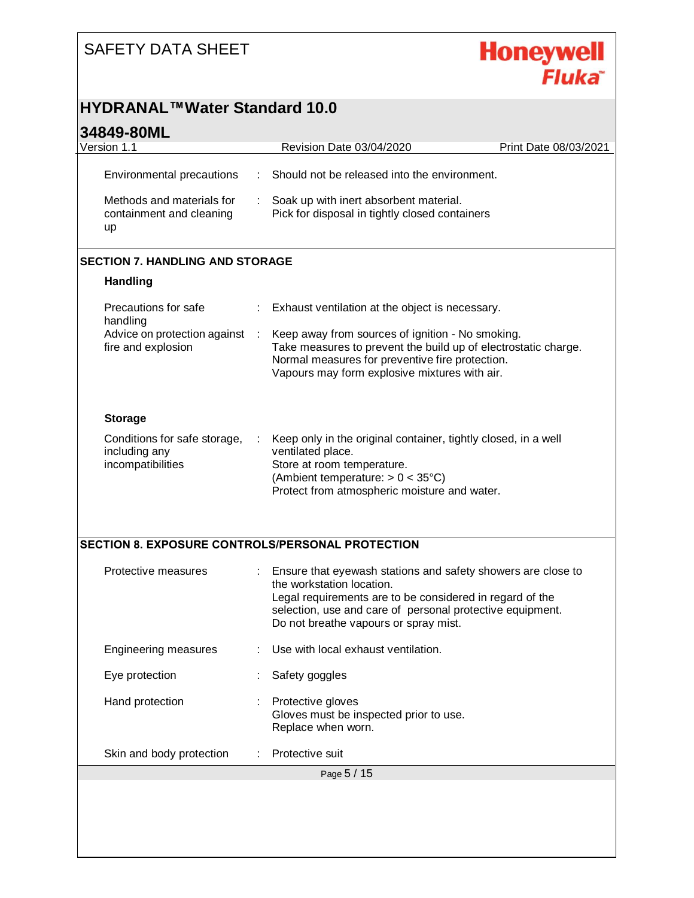| | |
|---|---|
| Environmental precautions | : Should not be released into the environment. |
| Methods and materials for containment and cleaning up | : Soak up with inert absorbent material.<br>Pick for disposal in tightly closed containers |

## SECTION 7. HANDLING AND STORAGE

### Handling

| | |
|---|---|
| Precautions for safe handling | : Exhaust ventilation at the object is necessary. |
| Advice on protection against fire and explosion | : Keep away from sources of ignition - No smoking.<br>Take measures to prevent the build up of electrostatic charge.<br>Normal measures for preventive fire protection.<br>Vapours may form explosive mixtures with air. |

### Storage

| | |
|---|---|
| Conditions for safe storage, including any incompatibilities | : Keep only in the original container, tightly closed, in a well ventilated place.<br>Store at room temperature.<br>(Ambient temperature: > 0 < 35°C)<br>Protect from atmospheric moisture and water. |

## SECTION 8. EXPOSURE CONTROLS/PERSONAL PROTECTION

| | |
|---|---|
| Protective measures | : Ensure that eyewash stations and safety showers are close to the workstation location.<br>Legal requirements are to be considered in regard of the selection, use and care of personal protective equipment.<br>Do not breathe vapours or spray mist. |
| Engineering measures | : Use with local exhaust ventilation. |
| Eye protection | : Safety goggles |
| Hand protection | : Protective gloves<br>Gloves must be inspected prior to use.<br>Replace when worn. |
| Skin and body protection | : Protective suit |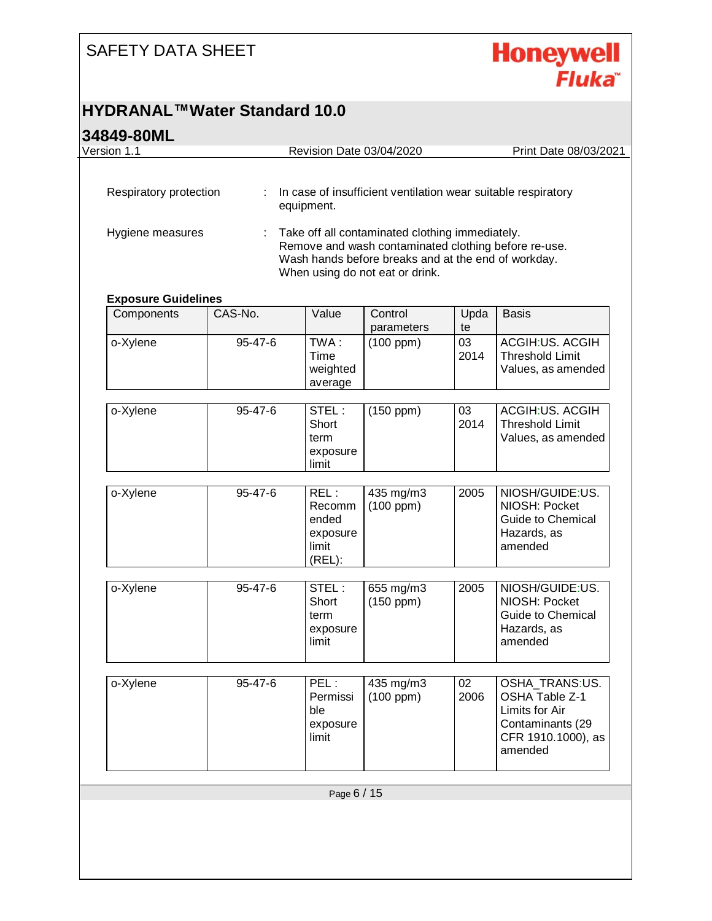Respiratory protection : In case of insufficient ventilation wear suitable respiratory equipment.

Hygiene measures : Take off all contaminated clothing immediately.
Remove and wash contaminated clothing before re-use.
Wash hands before breaks and at the end of workday.
When using do not eat or drink.

**Exposure Guidelines**

| Components | CAS-No. | Value | Control parameters | Update | Basis |
|---|---|---|---|---|---|
| o-Xylene | 95-47-6 | TWA : Time weighted average | (100 ppm) | 03 2014 | ACGIH:US. ACGIH Threshold Limit Values, as amended |
| o-Xylene | 95-47-6 | STEL : Short term exposure limit | (150 ppm) | 03 2014 | ACGIH:US. ACGIH Threshold Limit Values, as amended |
| o-Xylene | 95-47-6 | REL : Recommended exposure limit (REL): | 435 mg/m3 (100 ppm) | 2005 | NIOSH/GUIDE:US. NIOSH: Pocket Guide to Chemical Hazards, as amended |
| o-Xylene | 95-47-6 | STEL : Short term exposure limit | 655 mg/m3 (150 ppm) | 2005 | NIOSH/GUIDE:US. NIOSH: Pocket Guide to Chemical Hazards, as amended |
| o-Xylene | 95-47-6 | PEL : Permissible exposure limit | 435 mg/m3 (100 ppm) | 02 2006 | OSHA_TRANS:US. OSHA Table Z-1 Limits for Air Contaminants (29 CFR 1910.1000), as amended |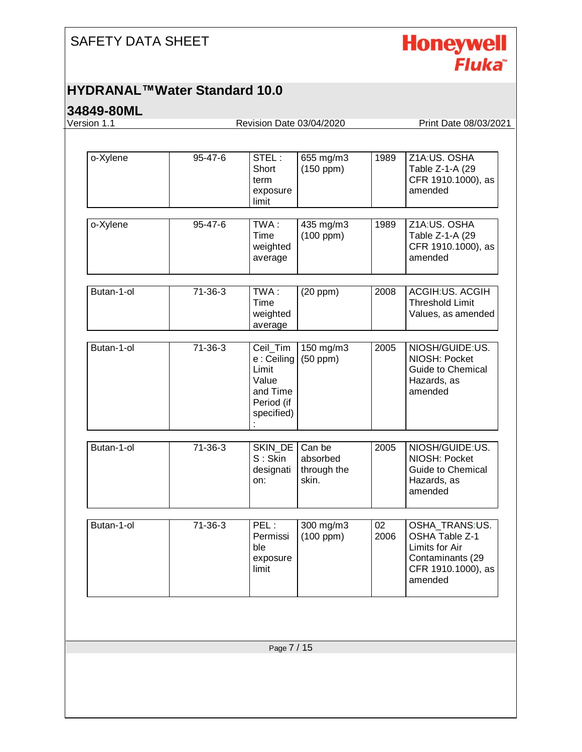| | | | | | |
|---|---|---|---|---|---|
| o-Xylene | 95-47-6 | STEL : Short term exposure limit | 655 mg/m3 (150 ppm) | 1989 | Z1A:US. OSHA Table Z-1-A (29 CFR 1910.1000), as amended |
| o-Xylene | 95-47-6 | TWA : Time weighted average | 435 mg/m3 (100 ppm) | 1989 | Z1A:US. OSHA Table Z-1-A (29 CFR 1910.1000), as amended |
| Butan-1-ol | 71-36-3 | TWA : Time weighted average | (20 ppm) | 2008 | ACGIH:US. ACGIH Threshold Limit Values, as amended |
| Butan-1-ol | 71-36-3 | Ceil_Time : Ceiling Limit Value and Time Period (if specified) : | 150 mg/m3 (50 ppm) | 2005 | NIOSH/GUIDE:US. NIOSH: Pocket Guide to Chemical Hazards, as amended |
| Butan-1-ol | 71-36-3 | SKIN_DES : Skin designation: | Can be absorbed through the skin. | 2005 | NIOSH/GUIDE:US. NIOSH: Pocket Guide to Chemical Hazards, as amended |
| Butan-1-ol | 71-36-3 | PEL : Permissible exposure limit | 300 mg/m3 (100 ppm) | 02 2006 | OSHA_TRANS:US. OSHA Table Z-1 Limits for Air Contaminants (29 CFR 1910.1000), as amended |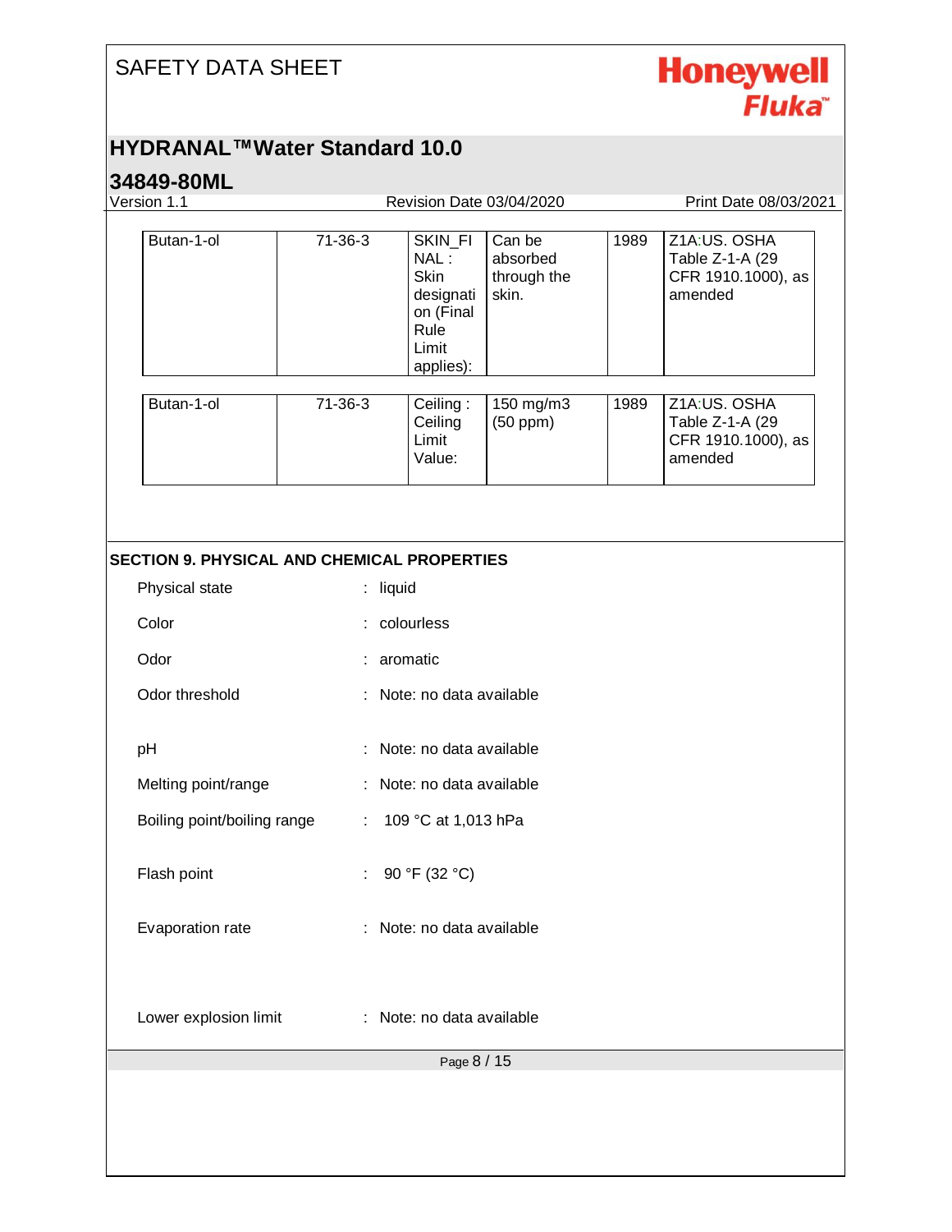| | | | | | |
|---|---|---|---|---|---|
| Butan-1-ol | 71-36-3 | SKIN_FINAL : Skin designation (Final Rule Limit applies): | Can be absorbed through the skin. | 1989 | Z1A:US. OSHA Table Z-1-A (29 CFR 1910.1000), as amended |
| Butan-1-ol | 71-36-3 | Ceiling : Ceiling Limit Value: | 150 mg/m3 (50 ppm) | 1989 | Z1A:US. OSHA Table Z-1-A (29 CFR 1910.1000), as amended |

## SECTION 9. PHYSICAL AND CHEMICAL PROPERTIES

Physical state : liquid

Color : colourless

Odor : aromatic

Odor threshold : Note: no data available

pH : Note: no data available

Melting point/range : Note: no data available

Boiling point/boiling range : 109 °C at 1,013 hPa

Flash point : 90 °F (32 °C)

Evaporation rate : Note: no data available

Lower explosion limit : Note: no data available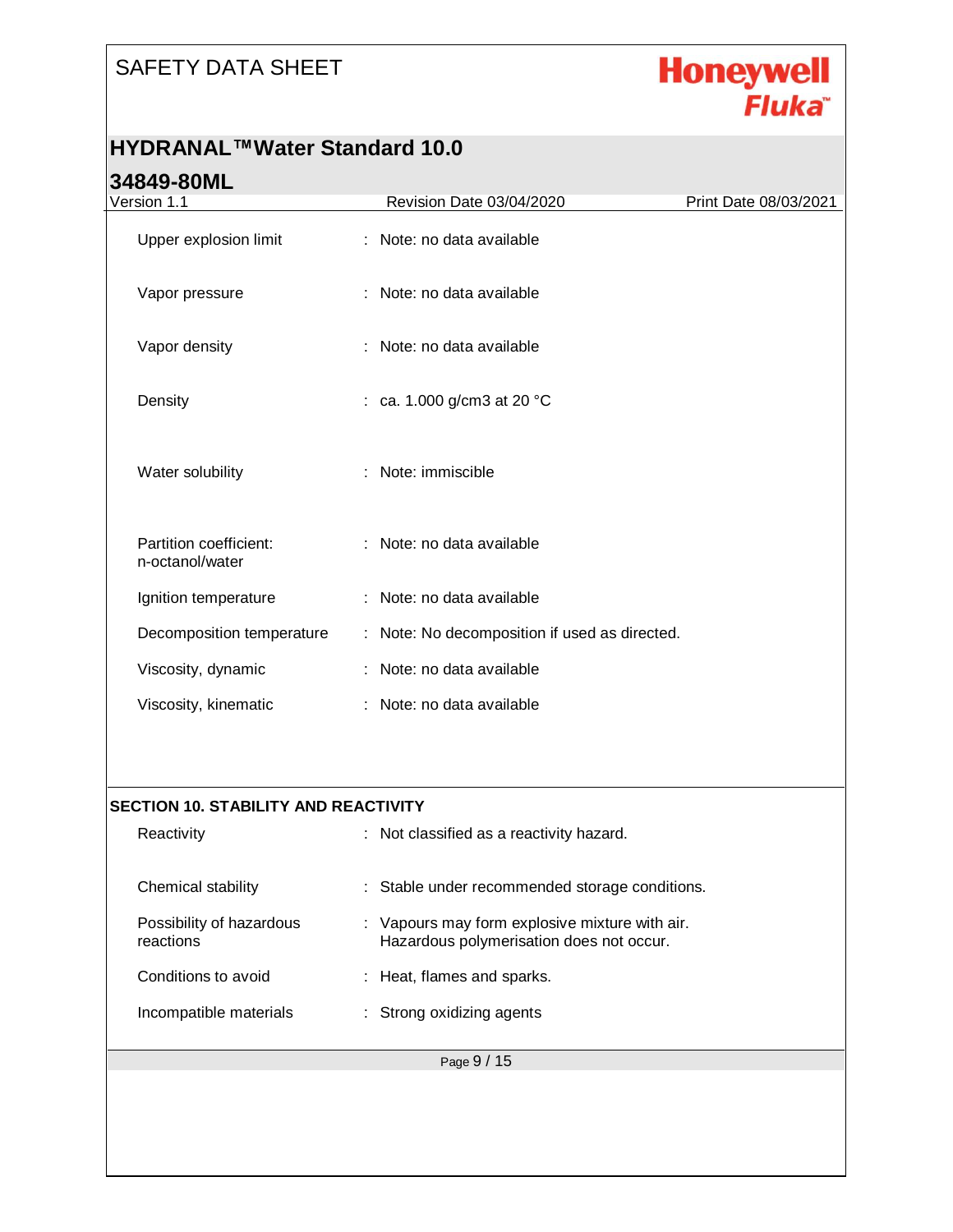| | |
|---|---|
| Upper explosion limit | : Note: no data available |
| Vapor pressure | : Note: no data available |
| Vapor density | : Note: no data available |
| Density | : ca. 1.000 g/cm3 at 20 °C |
| Water solubility | : Note: immiscible |
| Partition coefficient: n-octanol/water | : Note: no data available |
| Ignition temperature | : Note: no data available |
| Decomposition temperature | : Note: No decomposition if used as directed. |
| Viscosity, dynamic | : Note: no data available |
| Viscosity, kinematic | : Note: no data available |

## SECTION 10. STABILITY AND REACTIVITY

| | |
|---|---|
| Reactivity | : Not classified as a reactivity hazard. |
| Chemical stability | : Stable under recommended storage conditions. |
| Possibility of hazardous reactions | : Vapours may form explosive mixture with air. Hazardous polymerisation does not occur. |
| Conditions to avoid | : Heat, flames and sparks. |
| Incompatible materials | : Strong oxidizing agents |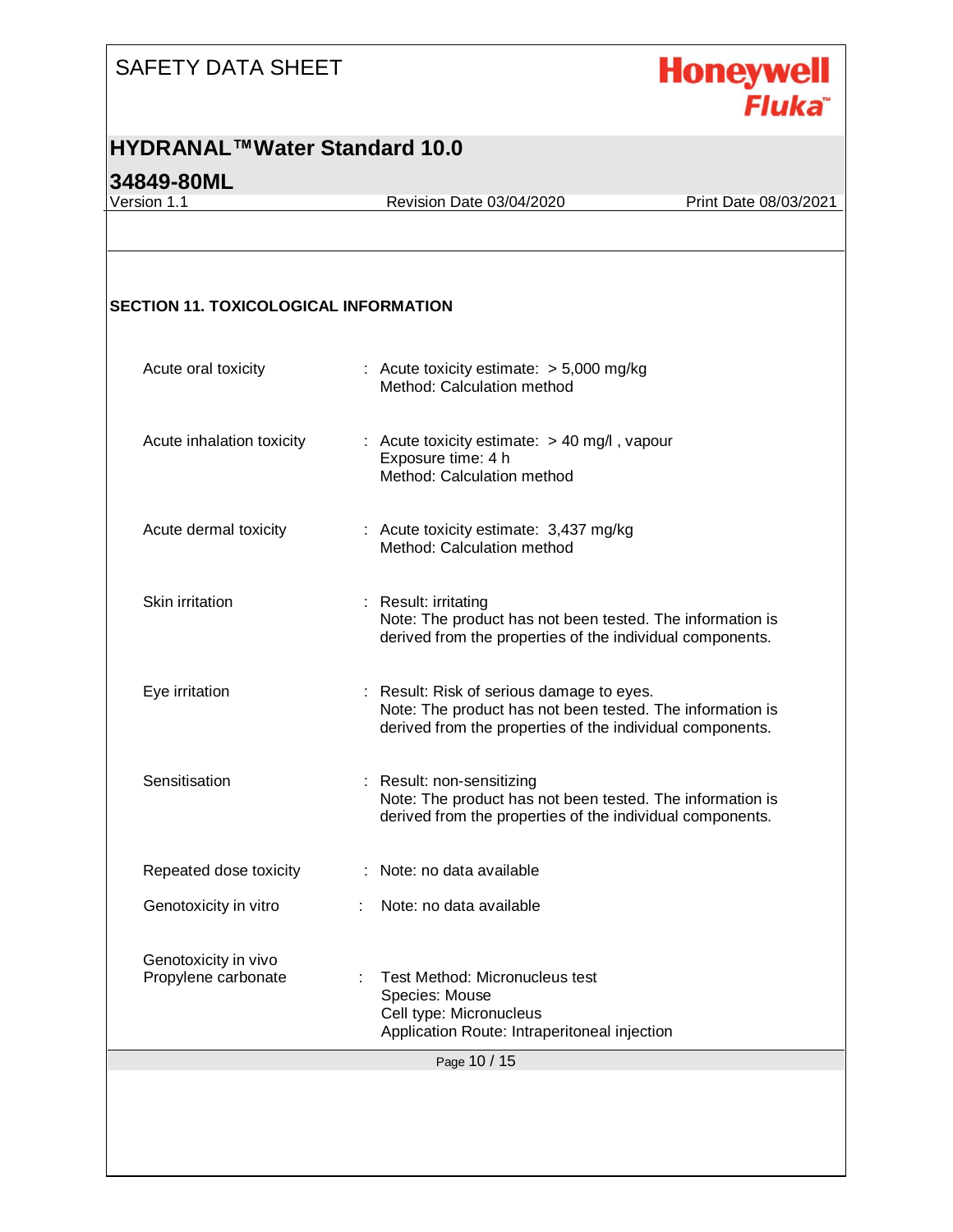## SECTION 11. TOXICOLOGICAL INFORMATION

| | |
|---|---|
| Acute oral toxicity | : Acute toxicity estimate: > 5,000 mg/kg<br>Method: Calculation method |
| Acute inhalation toxicity | : Acute toxicity estimate: > 40 mg/l , vapour<br>Exposure time: 4 h<br>Method: Calculation method |
| Acute dermal toxicity | : Acute toxicity estimate: 3,437 mg/kg<br>Method: Calculation method |
| Skin irritation | : Result: irritating<br>Note: The product has not been tested. The information is derived from the properties of the individual components. |
| Eye irritation | : Result: Risk of serious damage to eyes.<br>Note: The product has not been tested. The information is derived from the properties of the individual components. |
| Sensitisation | : Result: non-sensitizing<br>Note: The product has not been tested. The information is derived from the properties of the individual components. |
| Repeated dose toxicity | : Note: no data available |
| Genotoxicity in vitro | : Note: no data available |
| Genotoxicity in vivo<br>Propylene carbonate | : Test Method: Micronucleus test<br>Species: Mouse<br>Cell type: Micronucleus<br>Application Route: Intraperitoneal injection |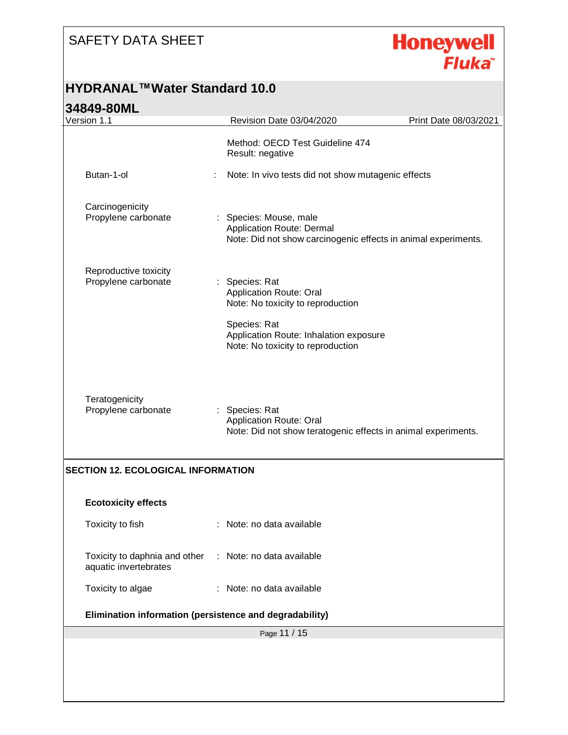Method: OECD Test Guideline 474
Result: negative

Butan-1-ol : Note: In vivo tests did not show mutagenic effects

Carcinogenicity
Propylene carbonate : Species: Mouse, male
Application Route: Dermal
Note: Did not show carcinogenic effects in animal experiments.

Reproductive toxicity
Propylene carbonate : Species: Rat
Application Route: Oral
Note: No toxicity to reproduction

Species: Rat
Application Route: Inhalation exposure
Note: No toxicity to reproduction

Teratogenicity
Propylene carbonate : Species: Rat
Application Route: Oral
Note: Did not show teratogenic effects in animal experiments.

## SECTION 12. ECOLOGICAL INFORMATION

**Ecotoxicity effects**

Toxicity to fish : Note: no data available

Toxicity to daphnia and other aquatic invertebrates : Note: no data available

Toxicity to algae : Note: no data available

**Elimination information (persistence and degradability)**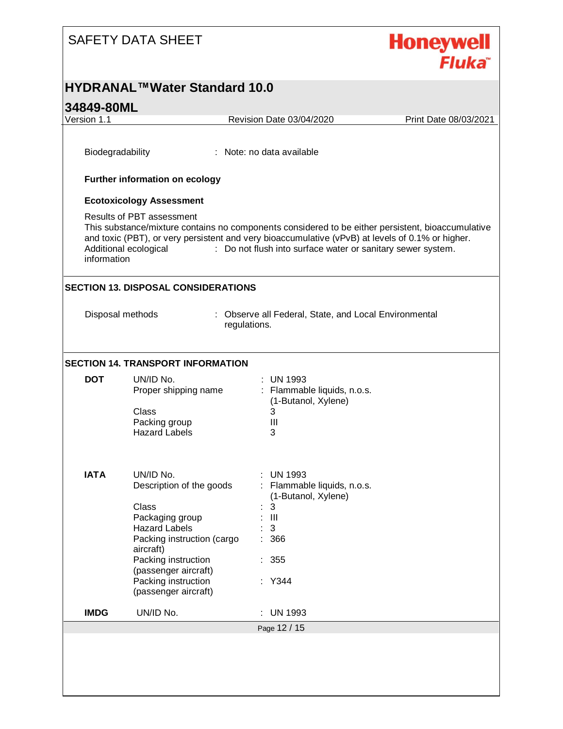Biodegradability : Note: no data available

**Further information on ecology**

**Ecotoxicology Assessment**

Results of PBT assessment
This substance/mixture contains no components considered to be either persistent, bioaccumulative and toxic (PBT), or very persistent and very bioaccumulative (vPvB) at levels of 0.1% or higher.

Additional ecological information : Do not flush into surface water or sanitary sewer system.

## SECTION 13. DISPOSAL CONSIDERATIONS

Disposal methods : Observe all Federal, State, and Local Environmental regulations.

## SECTION 14. TRANSPORT INFORMATION

**DOT**

| | |
|---|---|
| UN/ID No. | : UN 1993 |
| Proper shipping name | : Flammable liquids, n.o.s. (1-Butanol, Xylene) |
| Class | 3 |
| Packing group | III |
| Hazard Labels | 3 |

**IATA**

| | |
|---|---|
| UN/ID No. | : UN 1993 |
| Description of the goods | : Flammable liquids, n.o.s. (1-Butanol, Xylene) |
| Class | : 3 |
| Packaging group | : III |
| Hazard Labels | : 3 |
| Packing instruction (cargo aircraft) | : 366 |
| Packing instruction (passenger aircraft) | : 355 |
| Packing instruction (passenger aircraft) | : Y344 |

**IMDG**

| | |
|---|---|
| UN/ID No. | : UN 1993 |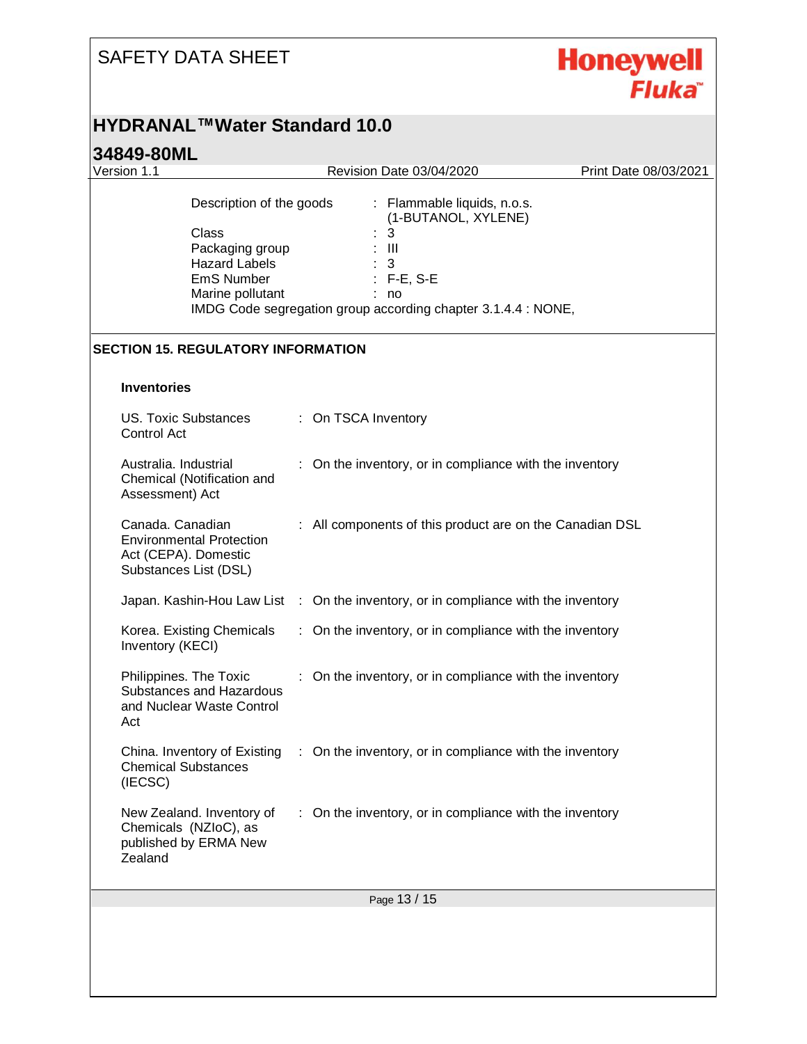| | | |
|---|---|---|
| Description of the goods | : | Flammable liquids, n.o.s. (1-BUTANOL, XYLENE) |
| Class | : | 3 |
| Packaging group | : | III |
| Hazard Labels | : | 3 |
| EmS Number | : | F-E, S-E |
| Marine pollutant | : | no |

IMDG Code segregation group according chapter 3.1.4.4 : NONE,

## SECTION 15. REGULATORY INFORMATION

### Inventories

| | | |
|---|---|---|
| US. Toxic Substances Control Act | : | On TSCA Inventory |
| Australia. Industrial Chemical (Notification and Assessment) Act | : | On the inventory, or in compliance with the inventory |
| Canada. Canadian Environmental Protection Act (CEPA). Domestic Substances List (DSL) | : | All components of this product are on the Canadian DSL |
| Japan. Kashin-Hou Law List | : | On the inventory, or in compliance with the inventory |
| Korea. Existing Chemicals Inventory (KECI) | : | On the inventory, or in compliance with the inventory |
| Philippines. The Toxic Substances and Hazardous and Nuclear Waste Control Act | : | On the inventory, or in compliance with the inventory |
| China. Inventory of Existing Chemical Substances (IECSC) | : | On the inventory, or in compliance with the inventory |
| New Zealand. Inventory of Chemicals (NZIoC), as published by ERMA New Zealand | : | On the inventory, or in compliance with the inventory |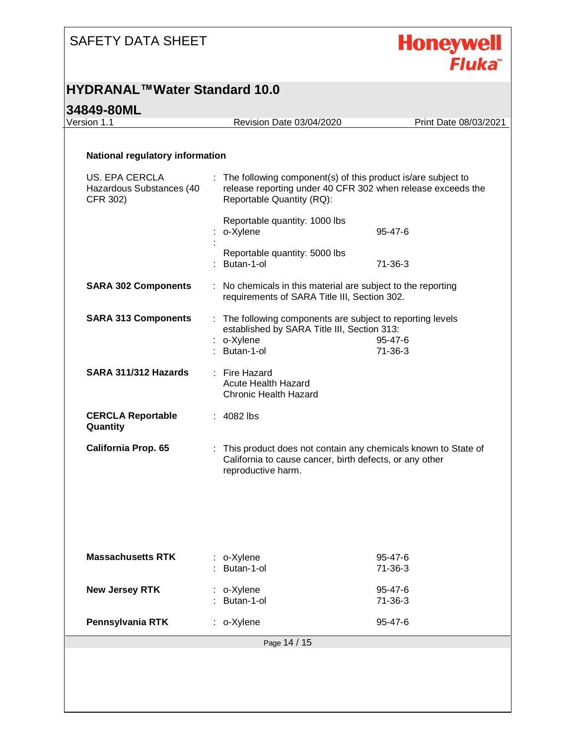**National regulatory information**

US. EPA CERCLA Hazardous Substances (40 CFR 302) : The following component(s) of this product is/are subject to release reporting under 40 CFR 302 when release exceeds the Reportable Quantity (RQ):

| | | |
|---|---|---|
| Reportable quantity: 1000 lbs | | |
| : o-Xylene | 95-47-6 | |
| : | | |
| Reportable quantity: 5000 lbs | | |
| : Butan-1-ol | 71-36-3 | |

**SARA 302 Components** : No chemicals in this material are subject to the reporting requirements of SARA Title III, Section 302.

**SARA 313 Components** : The following components are subject to reporting levels established by SARA Title III, Section 313:

| | |
|---|---|
| : o-Xylene | 95-47-6 |
| : Butan-1-ol | 71-36-3 |

**SARA 311/312 Hazards** : Fire Hazard
Acute Health Hazard
Chronic Health Hazard

**CERCLA Reportable Quantity** : 4082 lbs

**California Prop. 65** : This product does not contain any chemicals known to State of California to cause cancer, birth defects, or any other reproductive harm.

**Massachusetts RTK**

| | |
|---|---|
| : o-Xylene | 95-47-6 |
| : Butan-1-ol | 71-36-3 |

**New Jersey RTK**

| | |
|---|---|
| : o-Xylene | 95-47-6 |
| : Butan-1-ol | 71-36-3 |

**Pennsylvania RTK**

| | |
|---|---|
| : o-Xylene | 95-47-6 |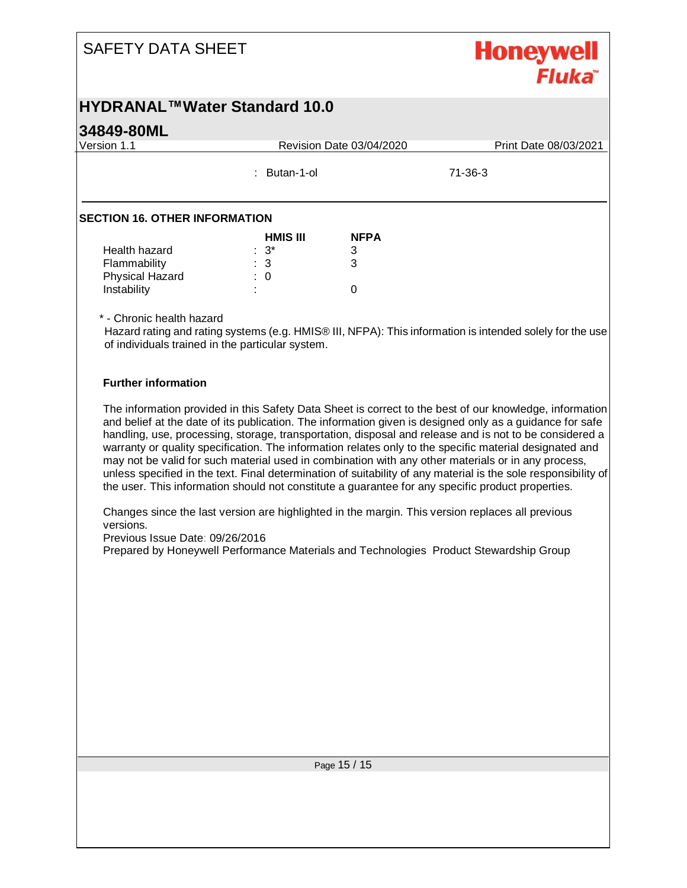| | | |
|---|---|---|
| | : Butan-1-ol | 71-36-3 |

## SECTION 16. OTHER INFORMATION

| | HMIS III | NFPA |
|---|---|---|
| Health hazard | : 3* | 3 |
| Flammability | : 3 | 3 |
| Physical Hazard | : 0 | |
| Instability | : | 0 |

* - Chronic health hazard

Hazard rating and rating systems (e.g. HMIS® III, NFPA): This information is intended solely for the use of individuals trained in the particular system.

**Further information**

The information provided in this Safety Data Sheet is correct to the best of our knowledge, information and belief at the date of its publication. The information given is designed only as a guidance for safe handling, use, processing, storage, transportation, disposal and release and is not to be considered a warranty or quality specification. The information relates only to the specific material designated and may not be valid for such material used in combination with any other materials or in any process, unless specified in the text. Final determination of suitability of any material is the sole responsibility of the user. This information should not constitute a guarantee for any specific product properties.

Changes since the last version are highlighted in the margin. This version replaces all previous versions.

Previous Issue Date: 09/26/2016

Prepared by Honeywell Performance Materials and Technologies Product Stewardship Group